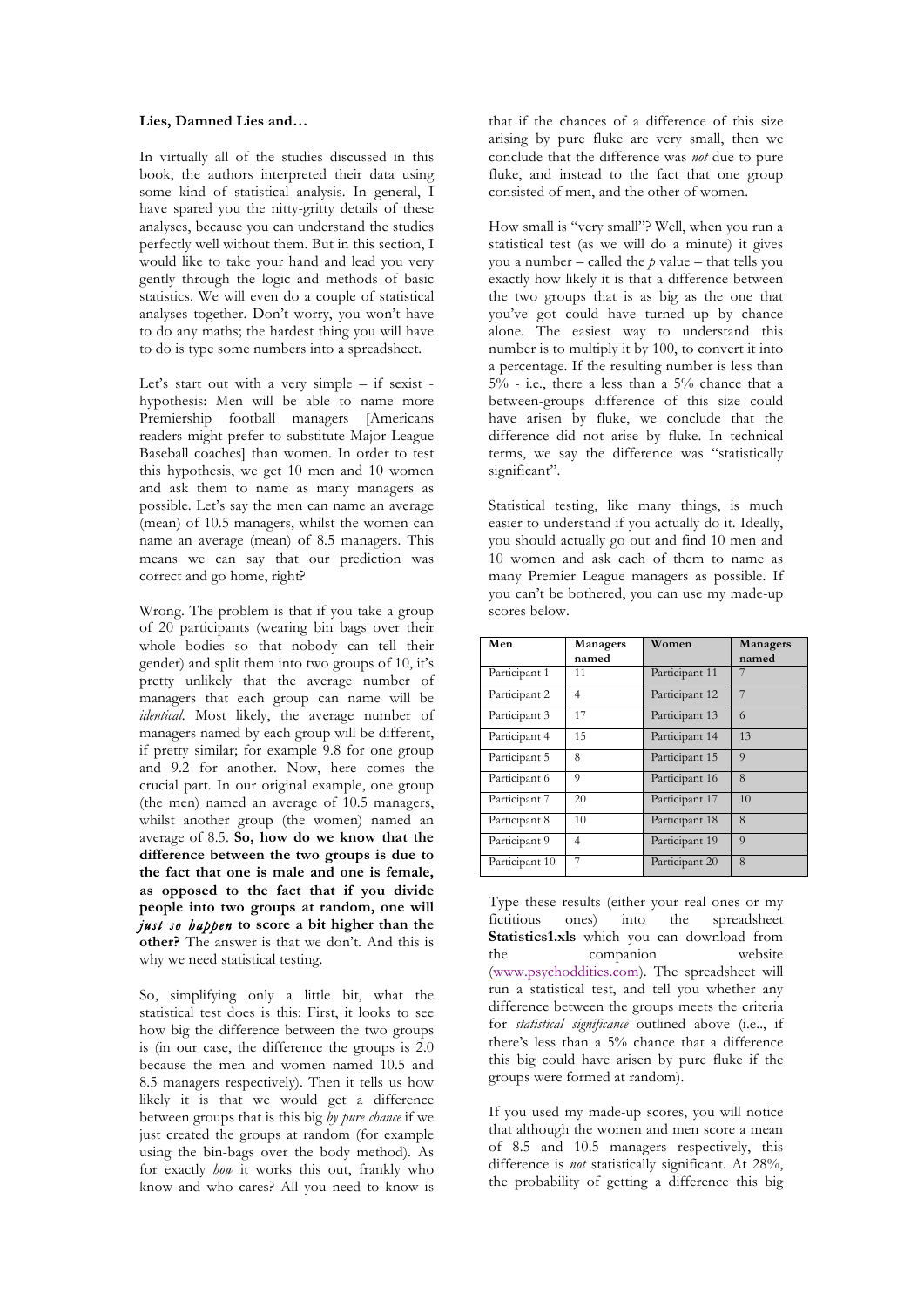**Lies, Damned Lies and…**

In virtually all of the studies discussed in this book, the authors interpreted their data using some kind of statistical analysis. In general, I have spared you the nitty-gritty details of these analyses, because you can understand the studies perfectly well without them. But in this section, I would like to take your hand and lead you very gently through the logic and methods of basic statistics. We will even do a couple of statistical analyses together. Don't worry, you won't have to do any maths; the hardest thing you will have to do is type some numbers into a spreadsheet.

Let's start out with a very simple – if sexist - hypothesis: Men will be able to name more Premiership football managers [Americans readers might prefer to substitute Major League Baseball coaches] than women. In order to test this hypothesis, we get 10 men and 10 women and ask them to name as many managers as possible. Let's say the men can name an average (mean) of 10.5 managers, whilst the women can name an average (mean) of 8.5 managers. This means we can say that our prediction was correct and go home, right?

Wrong. The problem is that if you take a group of 20 participants (wearing bin bags over their whole bodies so that nobody can tell their gender) and split them into two groups of 10, it's pretty unlikely that the average number of managers that each group can name will be *identical*. Most likely, the average number of managers named by each group will be different, if pretty similar; for example 9.8 for one group and 9.2 for another. Now, here comes the crucial part. In our original example, one group (the men) named an average of 10.5 managers, whilst another group (the women) named an average of 8.5. **So, how do we know that the difference between the two groups is due to the fact that one is male and one is female, as opposed to the fact that if you divide people into two groups at random, one will *just so happen* to score a bit higher than the other?** The answer is that we don't. And this is why we need statistical testing.

So, simplifying only a little bit, what the statistical test does is this: First, it looks to see how big the difference between the two groups is (in our case, the difference the groups is 2.0 because the men and women named 10.5 and 8.5 managers respectively). Then it tells us how likely it is that we would get a difference between groups that is this big *by pure chance* if we just created the groups at random (for example using the bin-bags over the body method). As for exactly *how* it works this out, frankly who know and who cares? All you need to know is that if the chances of a difference of this size arising by pure fluke are very small, then we conclude that the difference was *not* due to pure fluke, and instead to the fact that one group consisted of men, and the other of women.

How small is "very small"? Well, when you run a statistical test (as we will do a minute) it gives you a number – called the $p$ value – that tells you exactly how likely it is that a difference between the two groups that is as big as the one that you've got could have turned up by chance alone. The easiest way to understand this number is to multiply it by 100, to convert it into a percentage. If the resulting number is less than 5% - i.e., there a less than a 5% chance that a between-groups difference of this size could have arisen by fluke, we conclude that the difference did not arise by fluke. In technical terms, we say the difference was "statistically significant".

Statistical testing, like many things, is much easier to understand if you actually do it. Ideally, you should actually go out and find 10 men and 10 women and ask each of them to name as many Premier League managers as possible. If you can't be bothered, you can use my made-up scores below.

| Men | Managers named | Women | Managers named |
|---|---|---|---|
| Participant 1 | 11 | Participant 11 | 7 |
| Participant 2 | 4 | Participant 12 | 7 |
| Participant 3 | 17 | Participant 13 | 6 |
| Participant 4 | 15 | Participant 14 | 13 |
| Participant 5 | 8 | Participant 15 | 9 |
| Participant 6 | 9 | Participant 16 | 8 |
| Participant 7 | 20 | Participant 17 | 10 |
| Participant 8 | 10 | Participant 18 | 8 |
| Participant 9 | 4 | Participant 19 | 9 |
| Participant 10 | 7 | Participant 20 | 8 |

Type these results (either your real ones or my fictitious ones) into the spreadsheet **Statistics1.xls** which you can download from the companion website (www.psychoddities.com). The spreadsheet will run a statistical test, and tell you whether any difference between the groups meets the criteria for *statistical significance* outlined above (i.e.., if there's less than a 5% chance that a difference this big could have arisen by pure fluke if the groups were formed at random).

If you used my made-up scores, you will notice that although the women and men score a mean of 8.5 and 10.5 managers respectively, this difference is *not* statistically significant. At 28%, the probability of getting a difference this big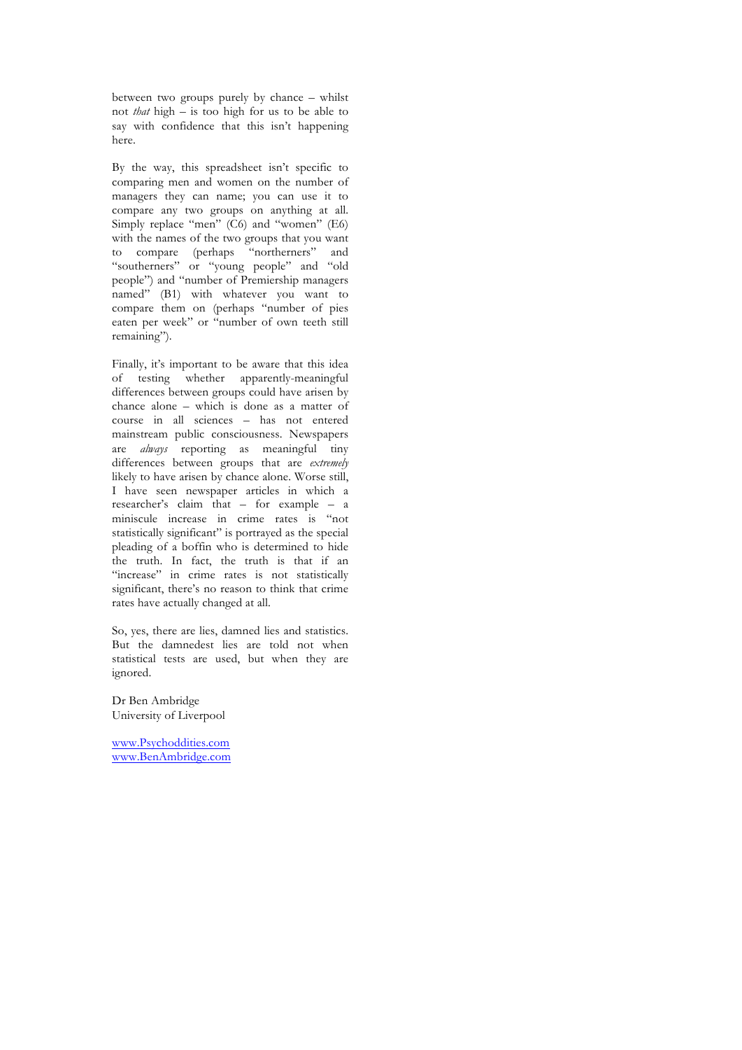between two groups purely by chance – whilst not *that* high – is too high for us to be able to say with confidence that this isn't happening here.

By the way, this spreadsheet isn't specific to comparing men and women on the number of managers they can name; you can use it to compare any two groups on anything at all. Simply replace "men" (C6) and "women" (E6) with the names of the two groups that you want to compare (perhaps "northerners" and "southerners" or "young people" and "old people") and "number of Premiership managers named" (B1) with whatever you want to compare them on (perhaps "number of pies eaten per week" or "number of own teeth still remaining").

Finally, it's important to be aware that this idea of testing whether apparently-meaningful differences between groups could have arisen by chance alone – which is done as a matter of course in all sciences – has not entered mainstream public consciousness. Newspapers are *always* reporting as meaningful tiny differences between groups that are *extremely* likely to have arisen by chance alone. Worse still, I have seen newspaper articles in which a researcher's claim that – for example – a miniscule increase in crime rates is "not statistically significant" is portrayed as the special pleading of a boffin who is determined to hide the truth. In fact, the truth is that if an "increase" in crime rates is not statistically significant, there's no reason to think that crime rates have actually changed at all.

So, yes, there are lies, damned lies and statistics. But the damnedest lies are told not when statistical tests are used, but when they are ignored.

Dr Ben Ambridge
University of Liverpool

www.Psychoddities.com
www.BenAmbridge.com